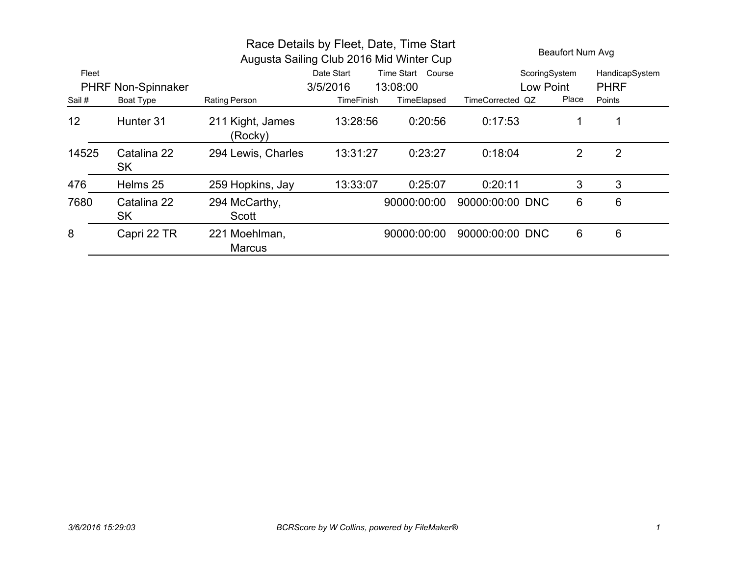# Race Details by Fleet, Date, Time Start

## Augusta Sailing Club 2016 Mid Winter Cup

Beaufort Num Avg

| Fleet | Date Start | Time Start | Course | ScoringSystem | HandicapSystem |
|---|---|---|---|---|---|
| PHRF Non-Spinnaker | 3/5/2016 | 13:08:00 | | Low Point | PHRF |

| Sail # | Boat Type | Rating | Person | TimeFinish | TimeElapsed | TimeCorrected | QZ | Place | Points |
|---|---|---|---|---|---|---|---|---|---|
| 12 | Hunter 31 | 211 | Kight, James (Rocky) | 13:28:56 | 0:20:56 | 0:17:53 | | 1 | 1 |
| 14525 | Catalina 22 SK | 294 | Lewis, Charles | 13:31:27 | 0:23:27 | 0:18:04 | | 2 | 2 |
| 476 | Helms 25 | 259 | Hopkins, Jay | 13:33:07 | 0:25:07 | 0:20:11 | | 3 | 3 |
| 7680 | Catalina 22 SK | 294 | McCarthy, Scott | | 90000:00:00 | 90000:00:00 | DNC | 6 | 6 |
| 8 | Capri 22 TR | 221 | Moehlman, Marcus | | 90000:00:00 | 90000:00:00 | DNC | 6 | 6 |

*3/6/2016 15:29:03* *BCRScore by W Collins, powered by FileMaker®*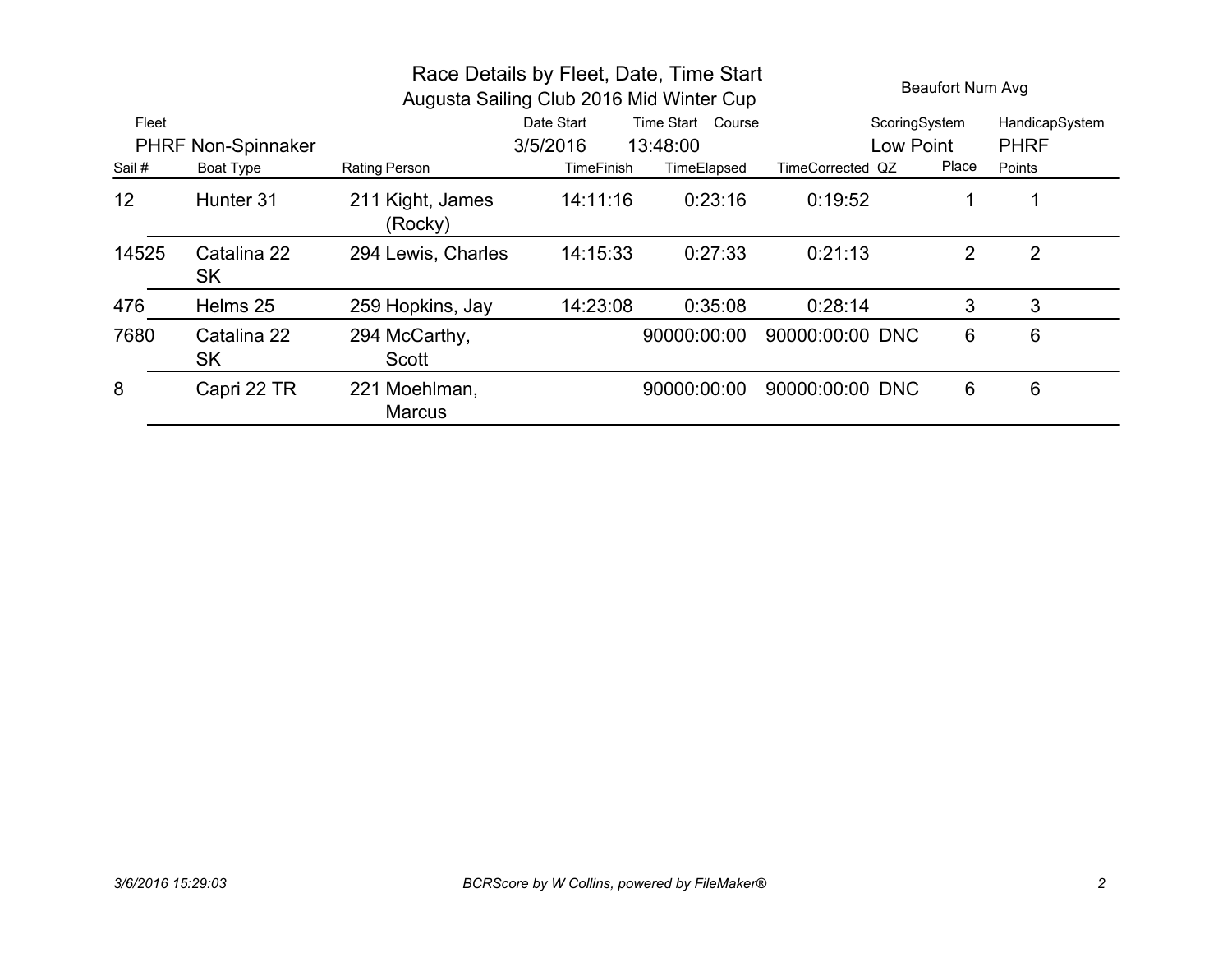# Race Details by Fleet, Date, Time Start

## Augusta Sailing Club 2016 Mid Winter Cup

Beaufort Num Avg

| Fleet | Date Start | Time Start | Course | ScoringSystem | HandicapSystem |
|---|---|---|---|---|---|
| PHRF Non-Spinnaker | 3/5/2016 | 13:48:00 | | Low Point | PHRF |

| Sail # | Boat Type | Rating | Person | TimeFinish | TimeElapsed | TimeCorrected | QZ | Place | Points |
|---|---|---|---|---|---|---|---|---|---|
| 12 | Hunter 31 | 211 | Kight, James (Rocky) | 14:11:16 | 0:23:16 | 0:19:52 | | 1 | 1 |
| 14525 | Catalina 22 SK | 294 | Lewis, Charles | 14:15:33 | 0:27:33 | 0:21:13 | | 2 | 2 |
| 476 | Helms 25 | 259 | Hopkins, Jay | 14:23:08 | 0:35:08 | 0:28:14 | | 3 | 3 |
| 7680 | Catalina 22 SK | 294 | McCarthy, Scott | | 90000:00:00 | 90000:00:00 | DNC | 6 | 6 |
| 8 | Capri 22 TR | 221 | Moehlman, Marcus | | 90000:00:00 | 90000:00:00 | DNC | 6 | 6 |

*3/6/2016 15:29:03*

*BCRScore by W Collins, powered by FileMaker®*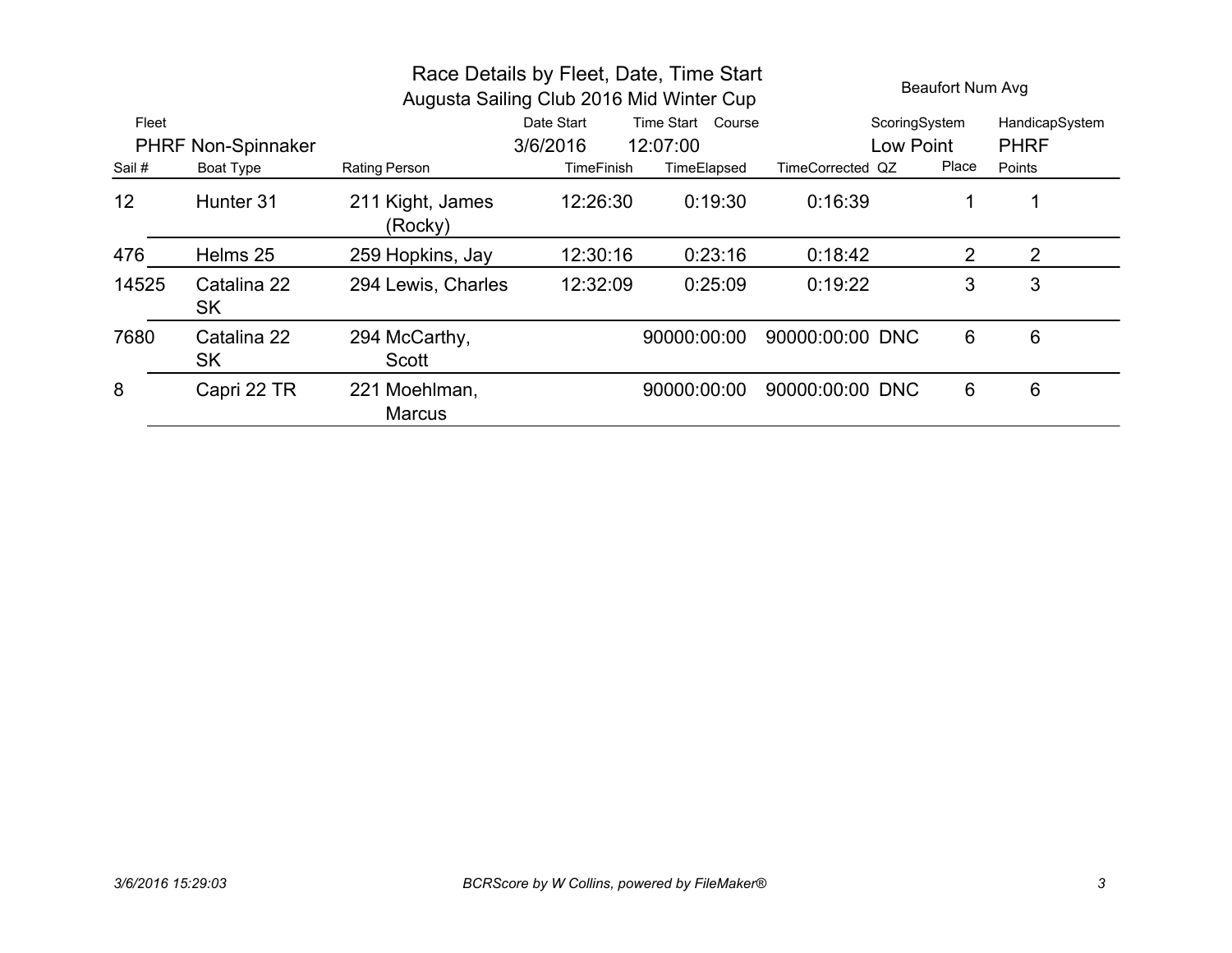# Race Details by Fleet, Date, Time Start

## Augusta Sailing Club 2016 Mid Winter Cup

Beaufort Num Avg

| Fleet | Date Start | Time Start | Course | ScoringSystem | HandicapSystem |
|---|---|---|---|---|---|
| PHRF Non-Spinnaker | 3/6/2016 | 12:07:00 | | Low Point | PHRF |

| Sail # | Boat Type | Rating | Person | TimeFinish | TimeElapsed | TimeCorrected | QZ | Place | Points |
|---|---|---|---|---|---|---|---|---|---|
| 12 | Hunter 31 | 211 | Kight, James (Rocky) | 12:26:30 | 0:19:30 | 0:16:39 | | 1 | 1 |
| 476 | Helms 25 | 259 | Hopkins, Jay | 12:30:16 | 0:23:16 | 0:18:42 | | 2 | 2 |
| 14525 | Catalina 22 SK | 294 | Lewis, Charles | 12:32:09 | 0:25:09 | 0:19:22 | | 3 | 3 |
| 7680 | Catalina 22 SK | 294 | McCarthy, Scott | | 90000:00:00 | 90000:00:00 | DNC | 6 | 6 |
| 8 | Capri 22 TR | 221 | Moehlman, Marcus | | 90000:00:00 | 90000:00:00 | DNC | 6 | 6 |

*3/6/2016 15:29:03* *BCRScore by W Collins, powered by FileMaker®*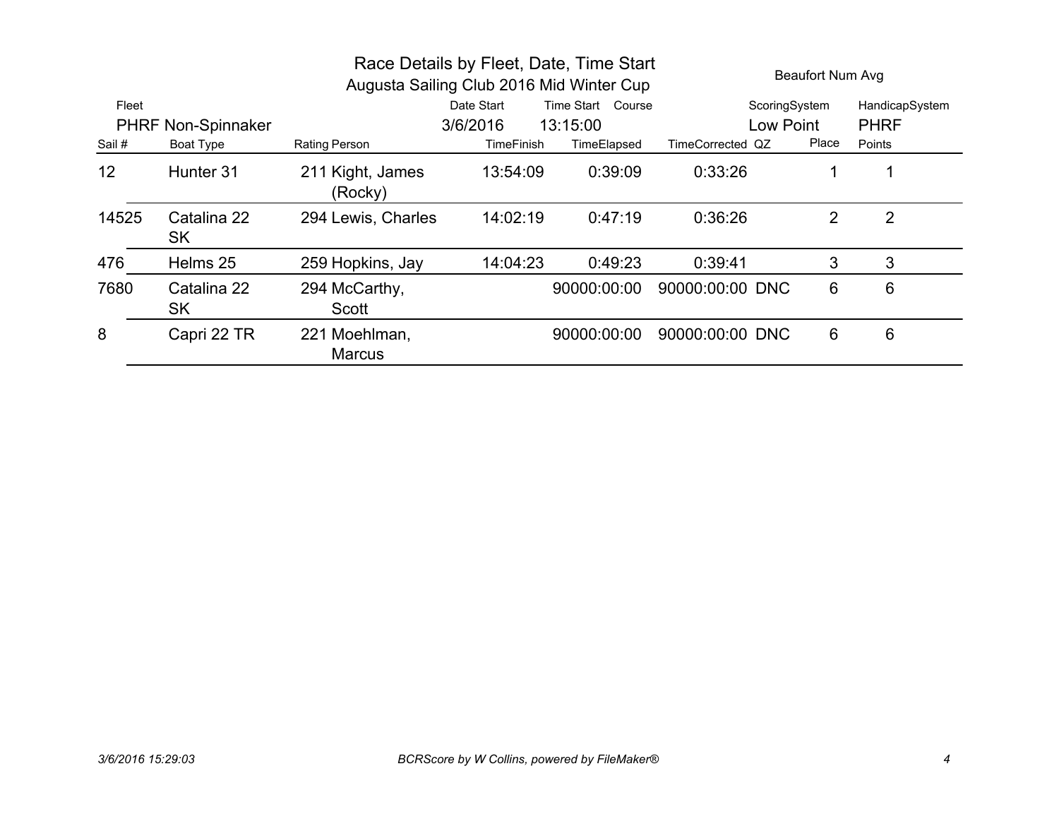# Race Details by Fleet, Date, Time Start

## Augusta Sailing Club 2016 Mid Winter Cup

Beaufort Num Avg

| Fleet | Date Start | Time Start | Course | ScoringSystem | HandicapSystem |
|---|---|---|---|---|---|
| PHRF Non-Spinnaker | 3/6/2016 | 13:15:00 | | Low Point | PHRF |

| Sail # | Boat Type | Rating | Person | TimeFinish | TimeElapsed | TimeCorrected | QZ | Place | Points |
|---|---|---|---|---|---|---|---|---|---|
| 12 | Hunter 31 | 211 | Kight, James (Rocky) | 13:54:09 | 0:39:09 | 0:33:26 | | 1 | 1 |
| 14525 | Catalina 22 SK | 294 | Lewis, Charles | 14:02:19 | 0:47:19 | 0:36:26 | | 2 | 2 |
| 476 | Helms 25 | 259 | Hopkins, Jay | 14:04:23 | 0:49:23 | 0:39:41 | | 3 | 3 |
| 7680 | Catalina 22 SK | 294 | McCarthy, Scott | | 90000:00:00 | 90000:00:00 | DNC | 6 | 6 |
| 8 | Capri 22 TR | 221 | Moehlman, Marcus | | 90000:00:00 | 90000:00:00 | DNC | 6 | 6 |

*3/6/2016 15:29:03* *BCRScore by W Collins, powered by FileMaker®*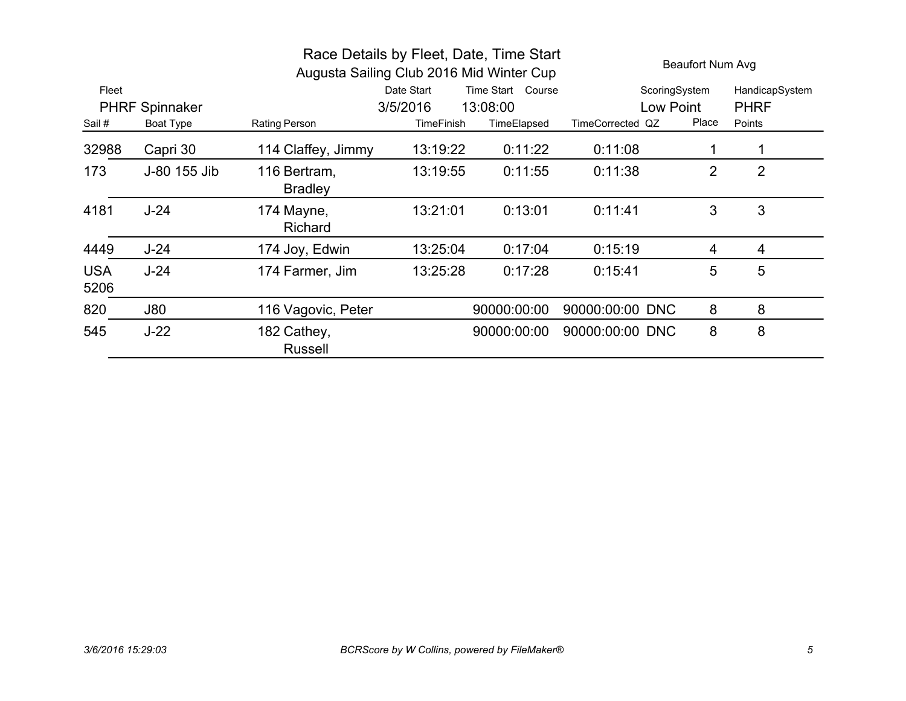# Race Details by Fleet, Date, Time Start

## Augusta Sailing Club 2016 Mid Winter Cup

Beaufort Num Avg

| Fleet | Date Start | Time Start | Course | ScoringSystem | HandicapSystem |
|---|---|---|---|---|---|
| PHRF Spinnaker | 3/5/2016 | 13:08:00 | | Low Point | PHRF |

| Sail # | Boat Type | Rating | Person | TimeFinish | TimeElapsed | TimeCorrected | QZ | Place | Points |
|---|---|---|---|---|---|---|---|---|---|
| 32988 | Capri 30 | 114 | Claffey, Jimmy | 13:19:22 | 0:11:22 | 0:11:08 | | 1 | 1 |
| 173 | J-80 155 Jib | 116 | Bertram, Bradley | 13:19:55 | 0:11:55 | 0:11:38 | | 2 | 2 |
| 4181 | J-24 | 174 | Mayne, Richard | 13:21:01 | 0:13:01 | 0:11:41 | | 3 | 3 |
| 4449 | J-24 | 174 | Joy, Edwin | 13:25:04 | 0:17:04 | 0:15:19 | | 4 | 4 |
| USA 5206 | J-24 | 174 | Farmer, Jim | 13:25:28 | 0:17:28 | 0:15:41 | | 5 | 5 |
| 820 | J80 | 116 | Vagovic, Peter | | 90000:00:00 | 90000:00:00 | DNC | 8 | 8 |
| 545 | J-22 | 182 | Cathey, Russell | | 90000:00:00 | 90000:00:00 | DNC | 8 | 8 |

*3/6/2016 15:29:03* *BCRScore by W Collins, powered by FileMaker®*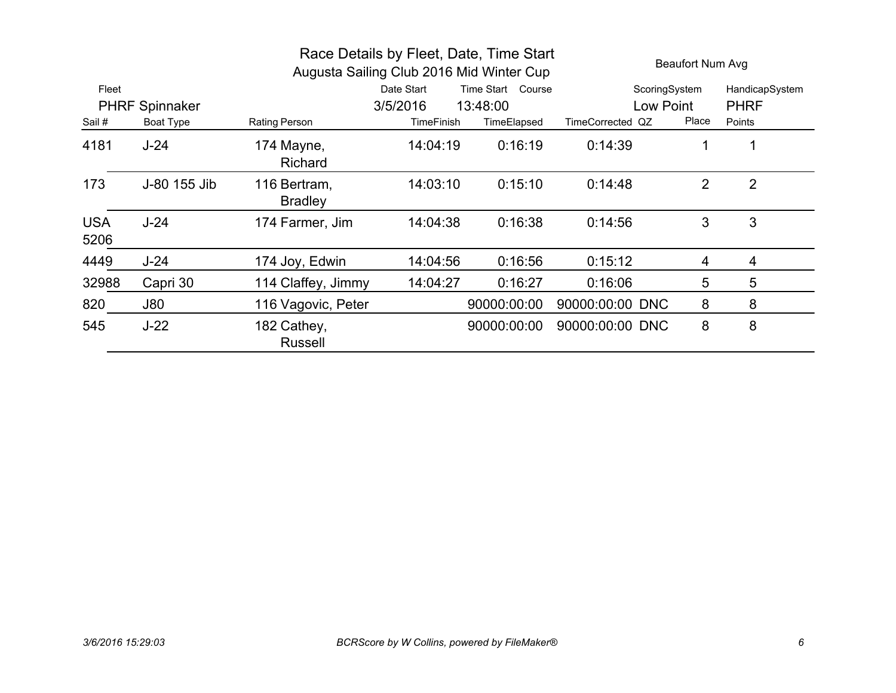# Race Details by Fleet, Date, Time Start

## Augusta Sailing Club 2016 Mid Winter Cup

Beaufort Num Avg

| Fleet | Date Start | Time Start | Course | ScoringSystem | HandicapSystem |
|---|---|---|---|---|---|
| PHRF Spinnaker | 3/5/2016 | 13:48:00 | | Low Point | PHRF |

| Sail # | Boat Type | Rating | Person | TimeFinish | TimeElapsed | TimeCorrected | QZ | Place | Points |
|---|---|---|---|---|---|---|---|---|---|
| 4181 | J-24 | 174 | Mayne, Richard | 14:04:19 | 0:16:19 | 0:14:39 | | 1 | 1 |
| 173 | J-80 155 Jib | 116 | Bertram, Bradley | 14:03:10 | 0:15:10 | 0:14:48 | | 2 | 2 |
| USA 5206 | J-24 | 174 | Farmer, Jim | 14:04:38 | 0:16:38 | 0:14:56 | | 3 | 3 |
| 4449 | J-24 | 174 | Joy, Edwin | 14:04:56 | 0:16:56 | 0:15:12 | | 4 | 4 |
| 32988 | Capri 30 | 114 | Claffey, Jimmy | 14:04:27 | 0:16:27 | 0:16:06 | | 5 | 5 |
| 820 | J80 | 116 | Vagovic, Peter | | 90000:00:00 | 90000:00:00 | DNC | 8 | 8 |
| 545 | J-22 | 182 | Cathey, Russell | | 90000:00:00 | 90000:00:00 | DNC | 8 | 8 |

*3/6/2016 15:29:03* *BCRScore by W Collins, powered by FileMaker®*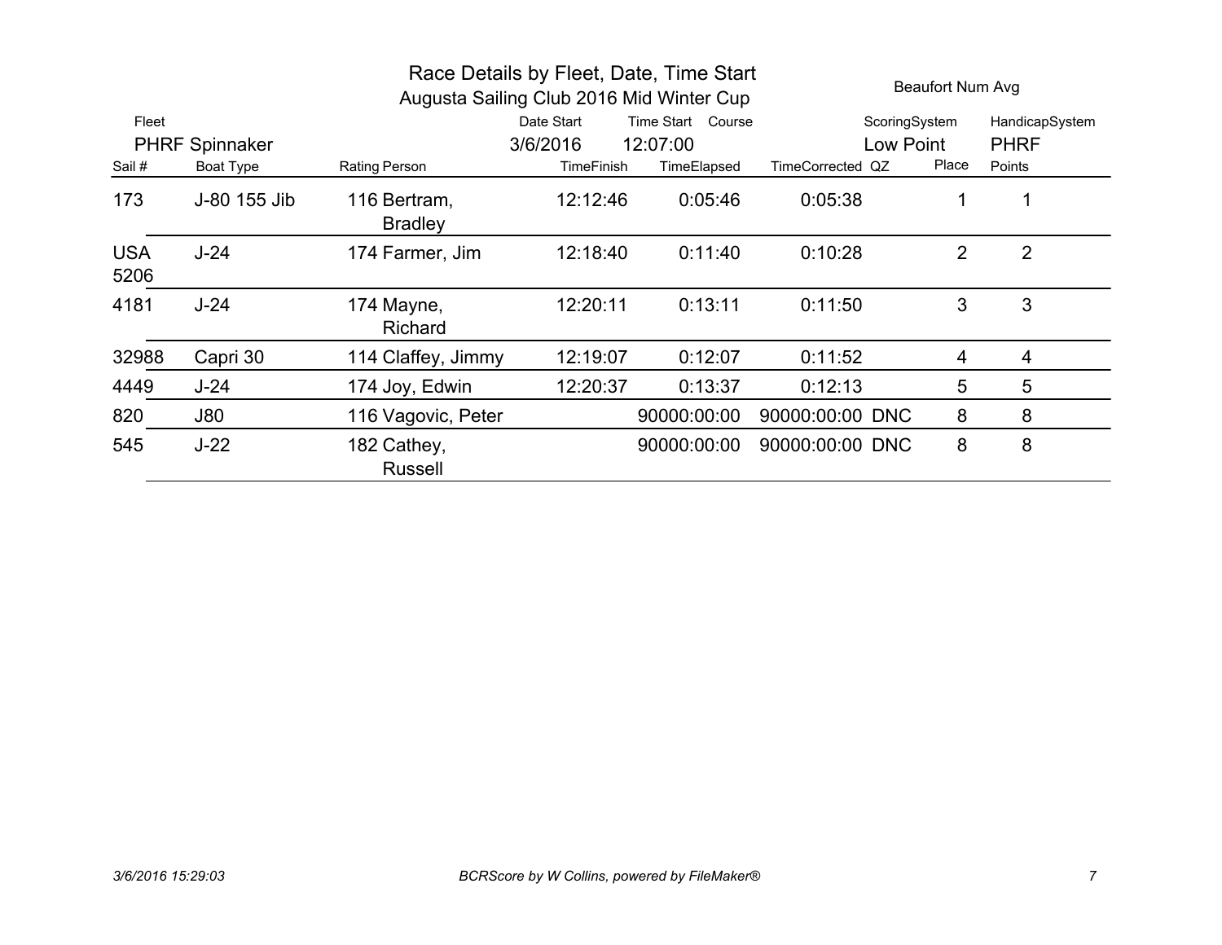# Race Details by Fleet, Date, Time Start

## Augusta Sailing Club 2016 Mid Winter Cup

Beaufort Num Avg

| Fleet | Date Start | Time Start | Course | ScoringSystem | HandicapSystem |
|---|---|---|---|---|---|
| PHRF Spinnaker | 3/6/2016 | 12:07:00 | | Low Point | PHRF |

| Sail # | Boat Type | Rating | Person | TimeFinish | TimeElapsed | TimeCorrected | QZ | Place | Points |
|---|---|---|---|---|---|---|---|---|---|
| 173 | J-80 155 Jib | 116 | Bertram, Bradley | 12:12:46 | 0:05:46 | 0:05:38 | | 1 | 1 |
| USA 5206 | J-24 | 174 | Farmer, Jim | 12:18:40 | 0:11:40 | 0:10:28 | | 2 | 2 |
| 4181 | J-24 | 174 | Mayne, Richard | 12:20:11 | 0:13:11 | 0:11:50 | | 3 | 3 |
| 32988 | Capri 30 | 114 | Claffey, Jimmy | 12:19:07 | 0:12:07 | 0:11:52 | | 4 | 4 |
| 4449 | J-24 | 174 | Joy, Edwin | 12:20:37 | 0:13:37 | 0:12:13 | | 5 | 5 |
| 820 | J80 | 116 | Vagovic, Peter | | 90000:00:00 | 90000:00:00 | DNC | 8 | 8 |
| 545 | J-22 | 182 | Cathey, Russell | | 90000:00:00 | 90000:00:00 | DNC | 8 | 8 |

*3/6/2016 15:29:03*

*BCRScore by W Collins, powered by FileMaker®*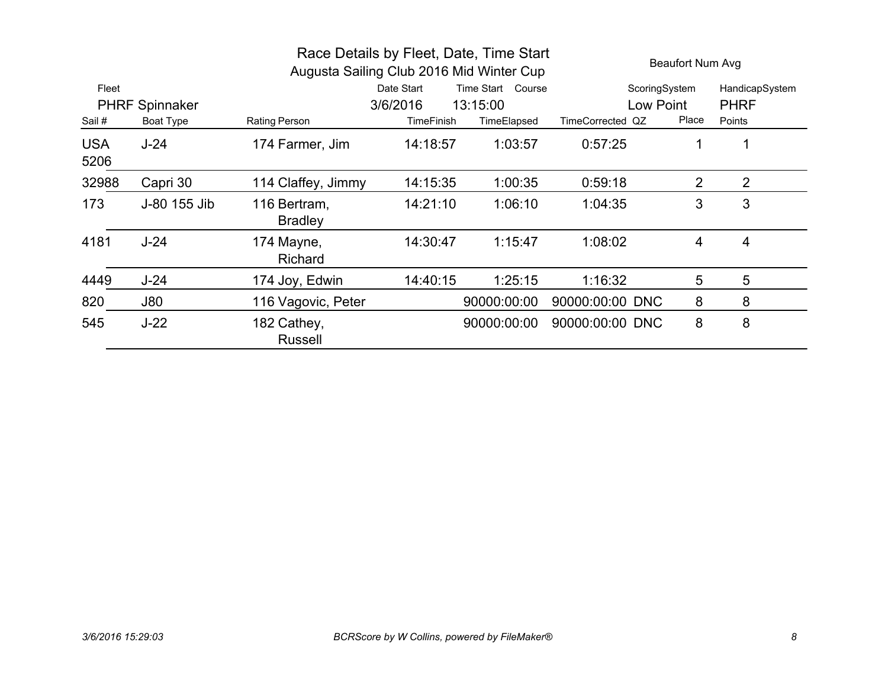# Race Details by Fleet, Date, Time Start

## Augusta Sailing Club 2016 Mid Winter Cup

Beaufort Num Avg

| Fleet | | Date Start | Time Start | Course | ScoringSystem | HandicapSystem |
|---|---|---|---|---|---|---|
| PHRF Spinnaker | | 3/6/2016 | 13:15:00 | | Low Point | PHRF |

| Sail # | Boat Type | Rating | Person | TimeFinish | TimeElapsed | TimeCorrected | QZ | Place | Points |
|---|---|---|---|---|---|---|---|---|---|
| USA 5206 | J-24 | 174 | Farmer, Jim | 14:18:57 | 1:03:57 | 0:57:25 | | 1 | 1 |
| 32988 | Capri 30 | 114 | Claffey, Jimmy | 14:15:35 | 1:00:35 | 0:59:18 | | 2 | 2 |
| 173 | J-80 155 Jib | 116 | Bertram, Bradley | 14:21:10 | 1:06:10 | 1:04:35 | | 3 | 3 |
| 4181 | J-24 | 174 | Mayne, Richard | 14:30:47 | 1:15:47 | 1:08:02 | | 4 | 4 |
| 4449 | J-24 | 174 | Joy, Edwin | 14:40:15 | 1:25:15 | 1:16:32 | | 5 | 5 |
| 820 | J80 | 116 | Vagovic, Peter | | 90000:00:00 | 90000:00:00 | DNC | 8 | 8 |
| 545 | J-22 | 182 | Cathey, Russell | | 90000:00:00 | 90000:00:00 | DNC | 8 | 8 |

*3/6/2016 15:29:03* *BCRScore by W Collins, powered by FileMaker®*